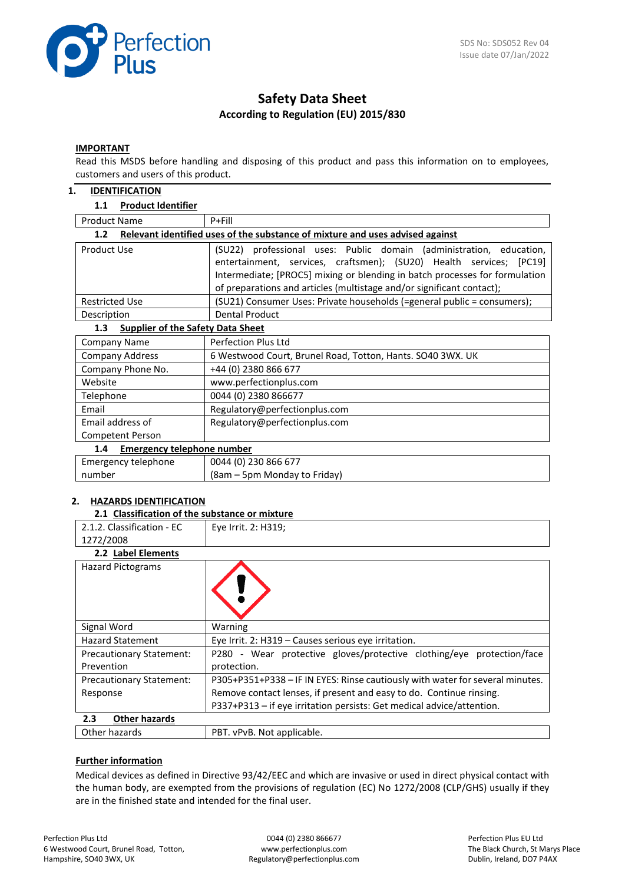SDS No: SDS052 Rev 04
Issue date 07/Jan/2022

# Safety Data Sheet

**According to Regulation (EU) 2015/830**

**IMPORTANT**

Read this MSDS before handling and disposing of this product and pass this information on to employees, customers and users of this product.

## 1. IDENTIFICATION

### 1.1 Product Identifier

| | |
|---|---|
| Product Name | P+Fill |

### 1.2 Relevant identified uses of the substance of mixture and uses advised against

| | |
|---|---|
| Product Use | (SU22) professional uses: Public domain (administration, education, entertainment, services, craftsmen); (SU20) Health services; [PC19] Intermediate; [PROC5] mixing or blending in batch processes for formulation of preparations and articles (multistage and/or significant contact); |
| Restricted Use | (SU21) Consumer Uses: Private households (=general public = consumers); |
| Description | Dental Product |

### 1.3 Supplier of the Safety Data Sheet

| | |
|---|---|
| Company Name | Perfection Plus Ltd |
| Company Address | 6 Westwood Court, Brunel Road, Totton, Hants. SO40 3WX. UK |
| Company Phone No. | +44 (0) 2380 866 677 |
| Website | www.perfectionplus.com |
| Telephone | 0044 (0) 2380 866677 |
| Email | Regulatory@perfectionplus.com |
| Email address of Competent Person | Regulatory@perfectionplus.com |

### 1.4 Emergency telephone number

| | |
|---|---|
| Emergency telephone number | 0044 (0) 230 866 677 (8am – 5pm Monday to Friday) |

## 2. HAZARDS IDENTIFICATION

### 2.1 Classification of the substance or mixture

| | |
|---|---|
| 2.1.2. Classification - EC 1272/2008 | Eye Irrit. 2: H319; |

### 2.2 Label Elements

| | |
|---|---|
| Hazard Pictograms | |
| Signal Word | Warning |
| Hazard Statement | Eye Irrit. 2: H319 – Causes serious eye irritation. |
| Precautionary Statement: Prevention | P280 - Wear protective gloves/protective clothing/eye protection/face protection. |
| Precautionary Statement: Response | P305+P351+P338 – IF IN EYES: Rinse cautiously with water for several minutes. Remove contact lenses, if present and easy to do. Continue rinsing. P337+P313 – if eye irritation persists: Get medical advice/attention. |

### 2.3 Other hazards

| | |
|---|---|
| Other hazards | PBT. vPvB. Not applicable. |

**Further information**

Medical devices as defined in Directive 93/42/EEC and which are invasive or used in direct physical contact with the human body, are exempted from the provisions of regulation (EC) No 1272/2008 (CLP/GHS) usually if they are in the finished state and intended for the final user.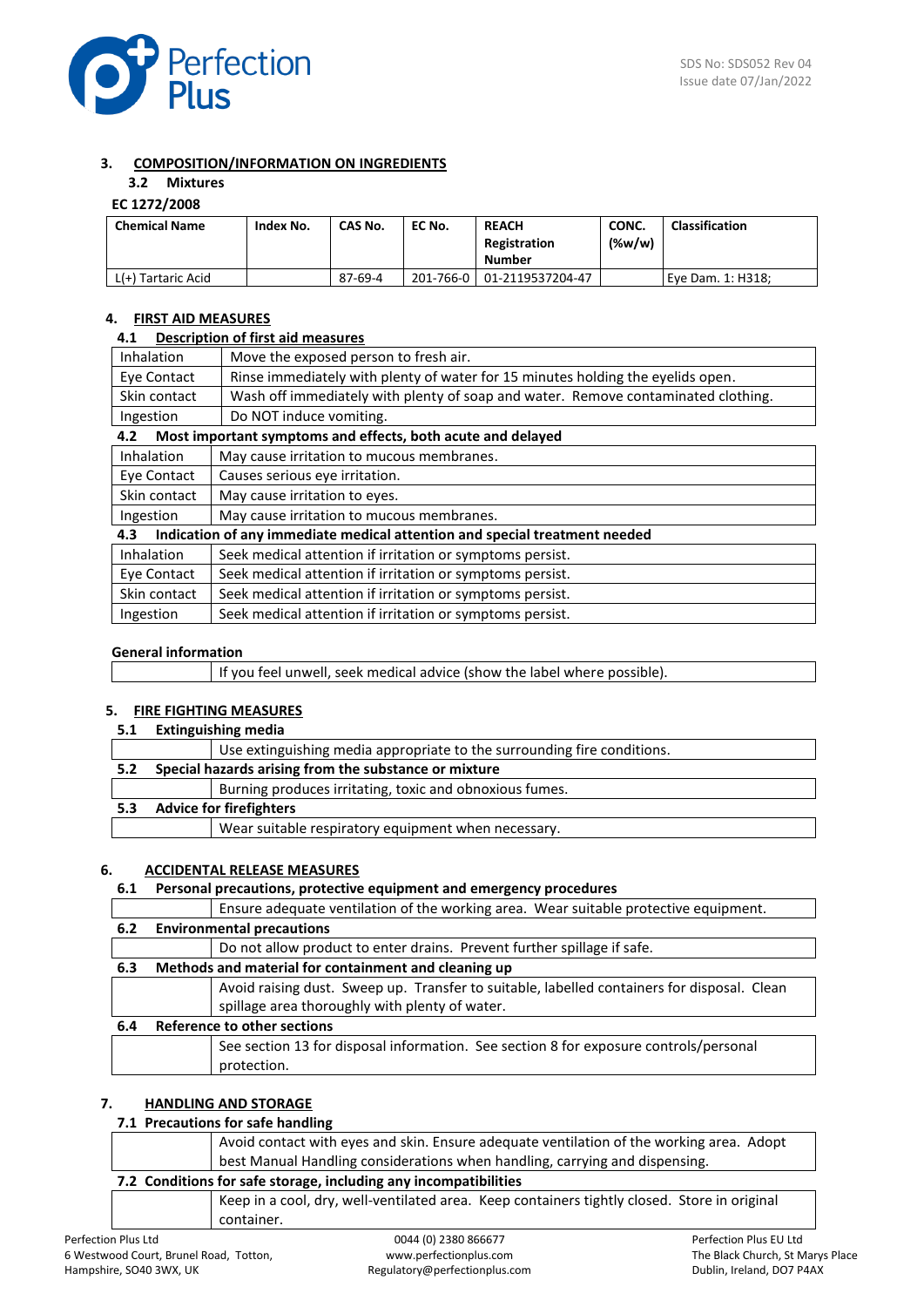## 3. COMPOSITION/INFORMATION ON INGREDIENTS

### 3.2 Mixtures

**EC 1272/2008**

| Chemical Name | Index No. | CAS No. | EC No. | REACH Registration Number | CONC. (%w/w) | Classification |
|---|---|---|---|---|---|---|
| L(+) Tartaric Acid | | 87-69-4 | 201-766-0 | 01-2119537204-47 | | Eye Dam. 1: H318; |

## 4. FIRST AID MEASURES

### 4.1 Description of first aid measures

| | |
|---|---|
| Inhalation | Move the exposed person to fresh air. |
| Eye Contact | Rinse immediately with plenty of water for 15 minutes holding the eyelids open. |
| Skin contact | Wash off immediately with plenty of soap and water. Remove contaminated clothing. |
| Ingestion | Do NOT induce vomiting. |

### 4.2 Most important symptoms and effects, both acute and delayed

| | |
|---|---|
| Inhalation | May cause irritation to mucous membranes. |
| Eye Contact | Causes serious eye irritation. |
| Skin contact | May cause irritation to eyes. |
| Ingestion | May cause irritation to mucous membranes. |

### 4.3 Indication of any immediate medical attention and special treatment needed

| | |
|---|---|
| Inhalation | Seek medical attention if irritation or symptoms persist. |
| Eye Contact | Seek medical attention if irritation or symptoms persist. |
| Skin contact | Seek medical attention if irritation or symptoms persist. |
| Ingestion | Seek medical attention if irritation or symptoms persist. |

**General information**

If you feel unwell, seek medical advice (show the label where possible).

## 5. FIRE FIGHTING MEASURES

### 5.1 Extinguishing media

Use extinguishing media appropriate to the surrounding fire conditions.

### 5.2 Special hazards arising from the substance or mixture

Burning produces irritating, toxic and obnoxious fumes.

### 5.3 Advice for firefighters

Wear suitable respiratory equipment when necessary.

## 6. ACCIDENTAL RELEASE MEASURES

### 6.1 Personal precautions, protective equipment and emergency procedures

Ensure adequate ventilation of the working area. Wear suitable protective equipment.

### 6.2 Environmental precautions

Do not allow product to enter drains. Prevent further spillage if safe.

### 6.3 Methods and material for containment and cleaning up

Avoid raising dust. Sweep up. Transfer to suitable, labelled containers for disposal. Clean spillage area thoroughly with plenty of water.

### 6.4 Reference to other sections

See section 13 for disposal information. See section 8 for exposure controls/personal protection.

## 7. HANDLING AND STORAGE

### 7.1 Precautions for safe handling

Avoid contact with eyes and skin. Ensure adequate ventilation of the working area. Adopt best Manual Handling considerations when handling, carrying and dispensing.

### 7.2 Conditions for safe storage, including any incompatibilities

Keep in a cool, dry, well-ventilated area. Keep containers tightly closed. Store in original container.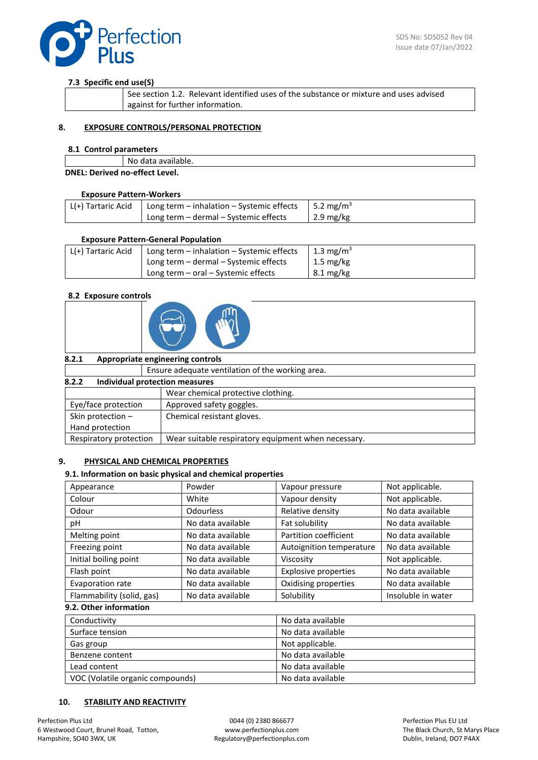### 7.3 Specific end use(S)

| | |
|---|---|
| | See section 1.2. Relevant identified uses of the substance or mixture and uses advised against for further information. |

## 8. EXPOSURE CONTROLS/PERSONAL PROTECTION

### 8.1 Control parameters

| | |
|---|---|
| | No data available. |

**DNEL: Derived no-effect Level.**

**Exposure Pattern-Workers**

| | | |
|---|---|---|
| L(+) Tartaric Acid | Long term – inhalation – Systemic effects | 5.2 mg/m$^3$ |
| | Long term – dermal – Systemic effects | 2.9 mg/kg |

**Exposure Pattern-General Population**

| | | |
|---|---|---|
| L(+) Tartaric Acid | Long term – inhalation – Systemic effects | 1.3 mg/m$^3$ |
| | Long term – dermal – Systemic effects | 1.5 mg/kg |
| | Long term – oral – Systemic effects | 8.1 mg/kg |

### 8.2 Exposure controls

**8.2.1 Appropriate engineering controls**

| | |
|---|---|
| | Ensure adequate ventilation of the working area. |

**8.2.2 Individual protection measures**

| | |
|---|---|
| | Wear chemical protective clothing. |
| Eye/face protection | Approved safety goggles. |
| Skin protection – Hand protection | Chemical resistant gloves. |
| Respiratory protection | Wear suitable respiratory equipment when necessary. |

## 9. PHYSICAL AND CHEMICAL PROPERTIES

### 9.1. Information on basic physical and chemical properties

| | | | |
|---|---|---|---|
| Appearance | Powder | Vapour pressure | Not applicable. |
| Colour | White | Vapour density | Not applicable. |
| Odour | Odourless | Relative density | No data available |
| pH | No data available | Fat solubility | No data available |
| Melting point | No data available | Partition coefficient | No data available |
| Freezing point | No data available | Autoignition temperature | No data available |
| Initial boiling point | No data available | Viscosity | Not applicable. |
| Flash point | No data available | Explosive properties | No data available |
| Evaporation rate | No data available | Oxidising properties | No data available |
| Flammability (solid, gas) | No data available | Solubility | Insoluble in water |

### 9.2. Other information

| | |
|---|---|
| Conductivity | No data available |
| Surface tension | No data available |
| Gas group | Not applicable. |
| Benzene content | No data available |
| Lead content | No data available |
| VOC (Volatile organic compounds) | No data available |

## 10. STABILITY AND REACTIVITY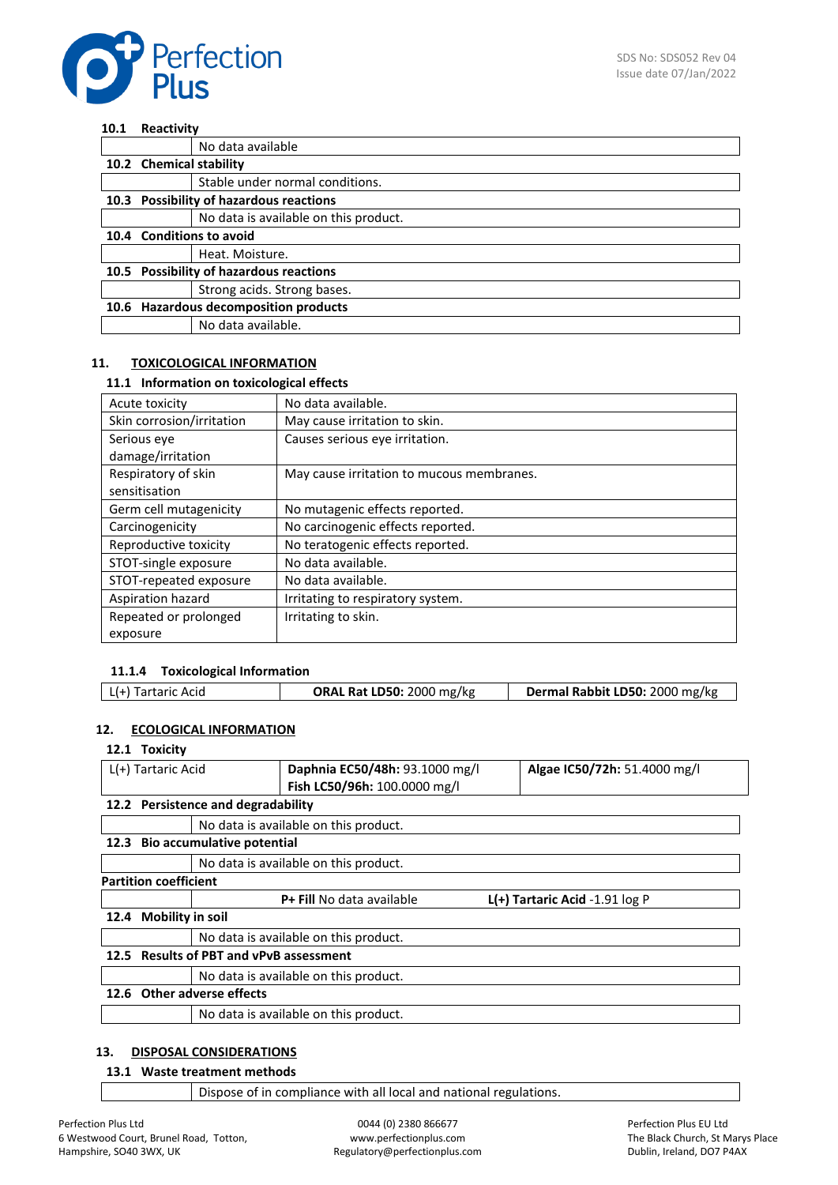### 10.1 Reactivity

| | |
|---|---|
| | No data available |

### 10.2 Chemical stability

| | |
|---|---|
| | Stable under normal conditions. |

### 10.3 Possibility of hazardous reactions

| | |
|---|---|
| | No data is available on this product. |

### 10.4 Conditions to avoid

| | |
|---|---|
| | Heat. Moisture. |

### 10.5 Possibility of hazardous reactions

| | |
|---|---|
| | Strong acids. Strong bases. |

### 10.6 Hazardous decomposition products

| | |
|---|---|
| | No data available. |

## 11. TOXICOLOGICAL INFORMATION

### 11.1 Information on toxicological effects

| | |
|---|---|
| Acute toxicity | No data available. |
| Skin corrosion/irritation | May cause irritation to skin. |
| Serious eye damage/irritation | Causes serious eye irritation. |
| Respiratory of skin sensitisation | May cause irritation to mucous membranes. |
| Germ cell mutagenicity | No mutagenic effects reported. |
| Carcinogenicity | No carcinogenic effects reported. |
| Reproductive toxicity | No teratogenic effects reported. |
| STOT-single exposure | No data available. |
| STOT-repeated exposure | No data available. |
| Aspiration hazard | Irritating to respiratory system. |
| Repeated or prolonged exposure | Irritating to skin. |

#### 11.1.4 Toxicological Information

| | | |
|---|---|---|
| L(+) Tartaric Acid | **ORAL Rat LD50:** 2000 mg/kg | **Dermal Rabbit LD50:** 2000 mg/kg |

## 12. ECOLOGICAL INFORMATION

### 12.1 Toxicity

| | | |
|---|---|---|
| L(+) Tartaric Acid | **Daphnia EC50/48h:** 93.1000 mg/l<br>**Fish LC50/96h:** 100.0000 mg/l | **Algae IC50/72h:** 51.4000 mg/l |

### 12.2 Persistence and degradability

| | |
|---|---|
| | No data is available on this product. |

### 12.3 Bio accumulative potential

| | |
|---|---|
| | No data is available on this product. |

**Partition coefficient**

| | | |
|---|---|---|
| | **P+ Fill** No data available | **L(+) Tartaric Acid** -1.91 log P |

### 12.4 Mobility in soil

| | |
|---|---|
| | No data is available on this product. |

### 12.5 Results of PBT and vPvB assessment

| | |
|---|---|
| | No data is available on this product. |

### 12.6 Other adverse effects

| | |
|---|---|
| | No data is available on this product. |

## 13. DISPOSAL CONSIDERATIONS

### 13.1 Waste treatment methods

| | |
|---|---|
| | Dispose of in compliance with all local and national regulations. |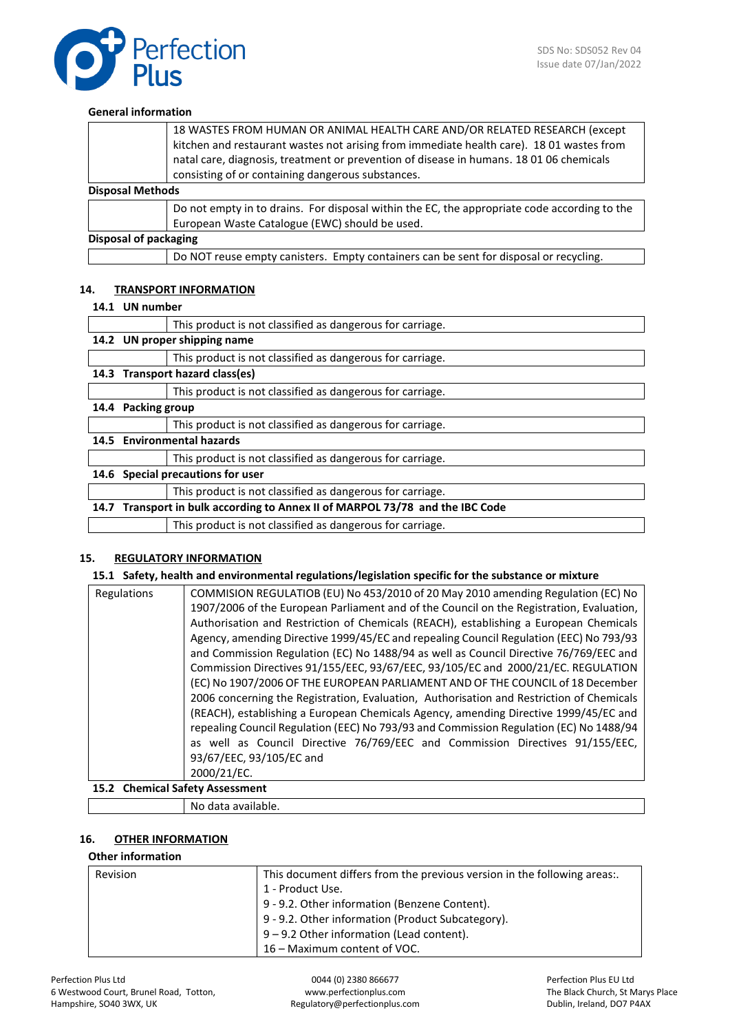**General information**

| | |
|---|---|
| | 18 WASTES FROM HUMAN OR ANIMAL HEALTH CARE AND/OR RELATED RESEARCH (except kitchen and restaurant wastes not arising from immediate health care). 18 01 wastes from natal care, diagnosis, treatment or prevention of disease in humans. 18 01 06 chemicals consisting of or containing dangerous substances. |

**Disposal Methods**

| | |
|---|---|
| | Do not empty in to drains. For disposal within the EC, the appropriate code according to the European Waste Catalogue (EWC) should be used. |

**Disposal of packaging**

| | |
|---|---|
| | Do NOT reuse empty canisters. Empty containers can be sent for disposal or recycling. |

## 14. TRANSPORT INFORMATION

### 14.1 UN number

| | |
|---|---|
| | This product is not classified as dangerous for carriage. |

### 14.2 UN proper shipping name

| | |
|---|---|
| | This product is not classified as dangerous for carriage. |

### 14.3 Transport hazard class(es)

| | |
|---|---|
| | This product is not classified as dangerous for carriage. |

### 14.4 Packing group

| | |
|---|---|
| | This product is not classified as dangerous for carriage. |

### 14.5 Environmental hazards

| | |
|---|---|
| | This product is not classified as dangerous for carriage. |

### 14.6 Special precautions for user

| | |
|---|---|
| | This product is not classified as dangerous for carriage. |

### 14.7 Transport in bulk according to Annex II of MARPOL 73/78 and the IBC Code

| | |
|---|---|
| | This product is not classified as dangerous for carriage. |

## 15. REGULATORY INFORMATION

### 15.1 Safety, health and environmental regulations/legislation specific for the substance or mixture

| | |
|---|---|
| Regulations | COMMISION REGULATIOB (EU) No 453/2010 of 20 May 2010 amending Regulation (EC) No 1907/2006 of the European Parliament and of the Council on the Registration, Evaluation, Authorisation and Restriction of Chemicals (REACH), establishing a European Chemicals Agency, amending Directive 1999/45/EC and repealing Council Regulation (EEC) No 793/93 and Commission Regulation (EC) No 1488/94 as well as Council Directive 76/769/EEC and Commission Directives 91/155/EEC, 93/67/EEC, 93/105/EC and 2000/21/EC. REGULATION (EC) No 1907/2006 OF THE EUROPEAN PARLIAMENT AND OF THE COUNCIL of 18 December 2006 concerning the Registration, Evaluation, Authorisation and Restriction of Chemicals (REACH), establishing a European Chemicals Agency, amending Directive 1999/45/EC and repealing Council Regulation (EEC) No 793/93 and Commission Regulation (EC) No 1488/94 as well as Council Directive 76/769/EEC and Commission Directives 91/155/EEC, 93/67/EEC, 93/105/EC and 2000/21/EC. |

### 15.2 Chemical Safety Assessment

| | |
|---|---|
| | No data available. |

## 16. OTHER INFORMATION

**Other information**

| | |
|---|---|
| Revision | This document differs from the previous version in the following areas:.<br>1 - Product Use.<br>9 - 9.2. Other information (Benzene Content).<br>9 - 9.2. Other information (Product Subcategory).<br>9 – 9.2 Other information (Lead content).<br>16 – Maximum content of VOC. |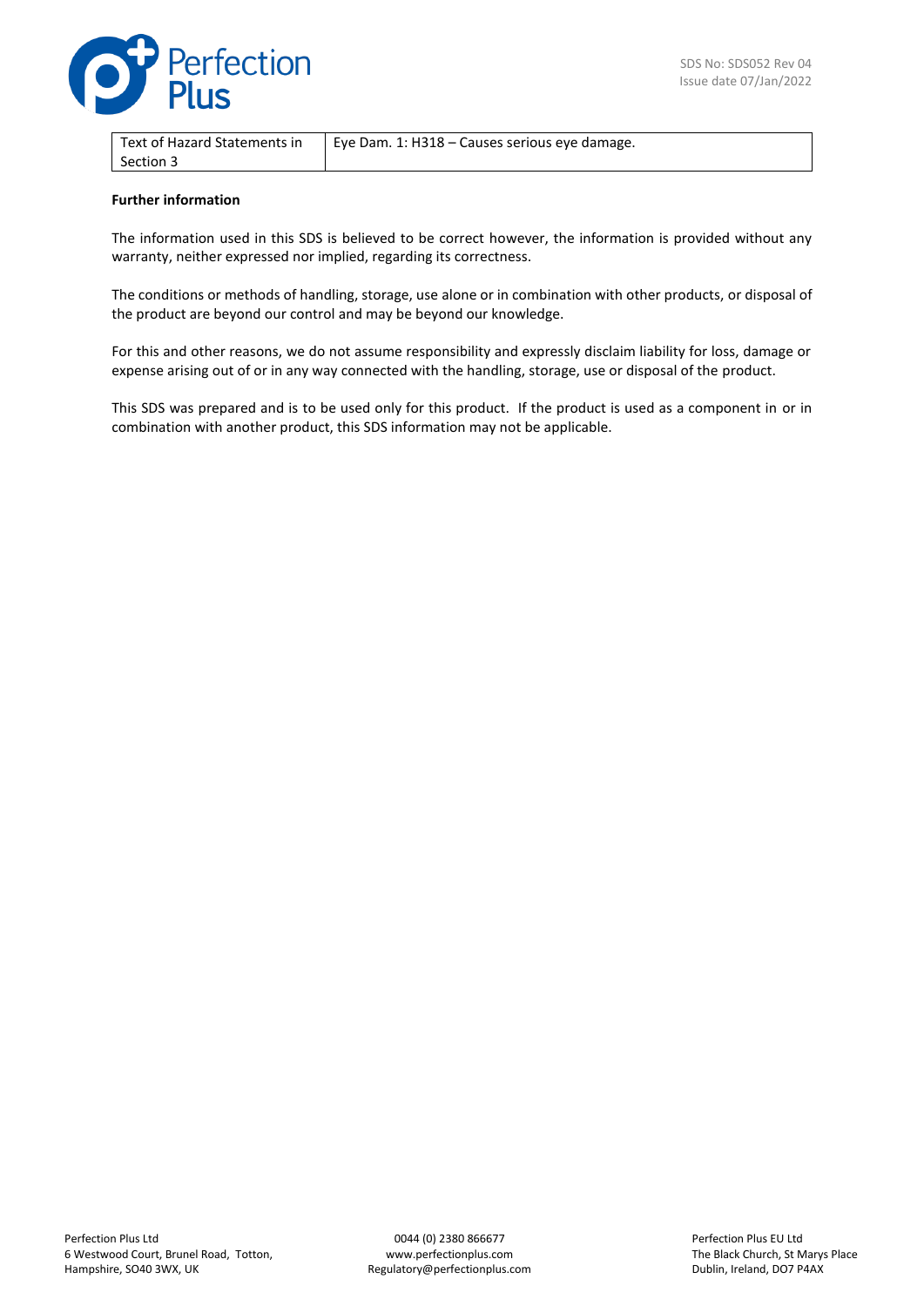| | |
|---|---|
| Text of Hazard Statements in Section 3 | Eye Dam. 1: H318 – Causes serious eye damage. |

**Further information**

The information used in this SDS is believed to be correct however, the information is provided without any warranty, neither expressed nor implied, regarding its correctness.

The conditions or methods of handling, storage, use alone or in combination with other products, or disposal of the product are beyond our control and may be beyond our knowledge.

For this and other reasons, we do not assume responsibility and expressly disclaim liability for loss, damage or expense arising out of or in any way connected with the handling, storage, use or disposal of the product.

This SDS was prepared and is to be used only for this product. If the product is used as a component in or in combination with another product, this SDS information may not be applicable.